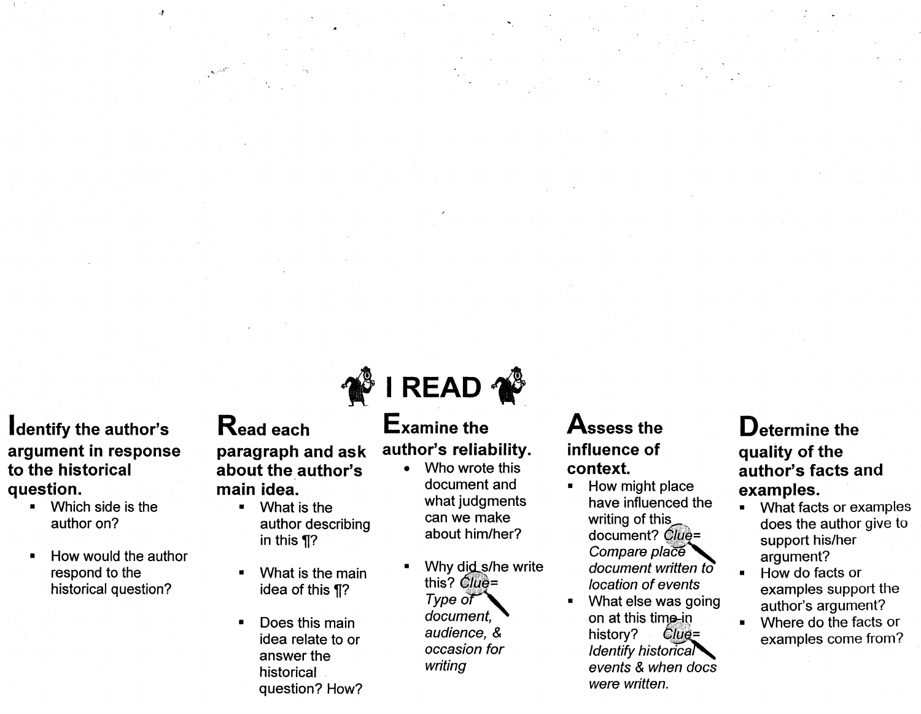# I READ

## Identify the author's argument in response to the historical question.

- Which side is the author on?
- How would the author respond to the historical question?

## Read each paragraph and ask about the author's main idea.

- What is the author describing in this ¶?
- What is the main idea of this ¶?
- Does this main idea relate to or answer the historical question? How?

## Examine the author's reliability.

- Who wrote this document and what judgments can we make about him/her?
- Why did s/he write this? *Clue= Type of document, audience, & occasion for writing*

## Assess the influence of context.

- How might place have influenced the writing of this document? *Clue= Compare place document written to location of events*
- What else was going on at this time in history? *Clue= Identify historical events & when docs were written.*

## Determine the quality of the author's facts and examples.

- What facts or examples does the author give to support his/her argument?
- How do facts or examples support the author's argument?
- Where do the facts or examples come from?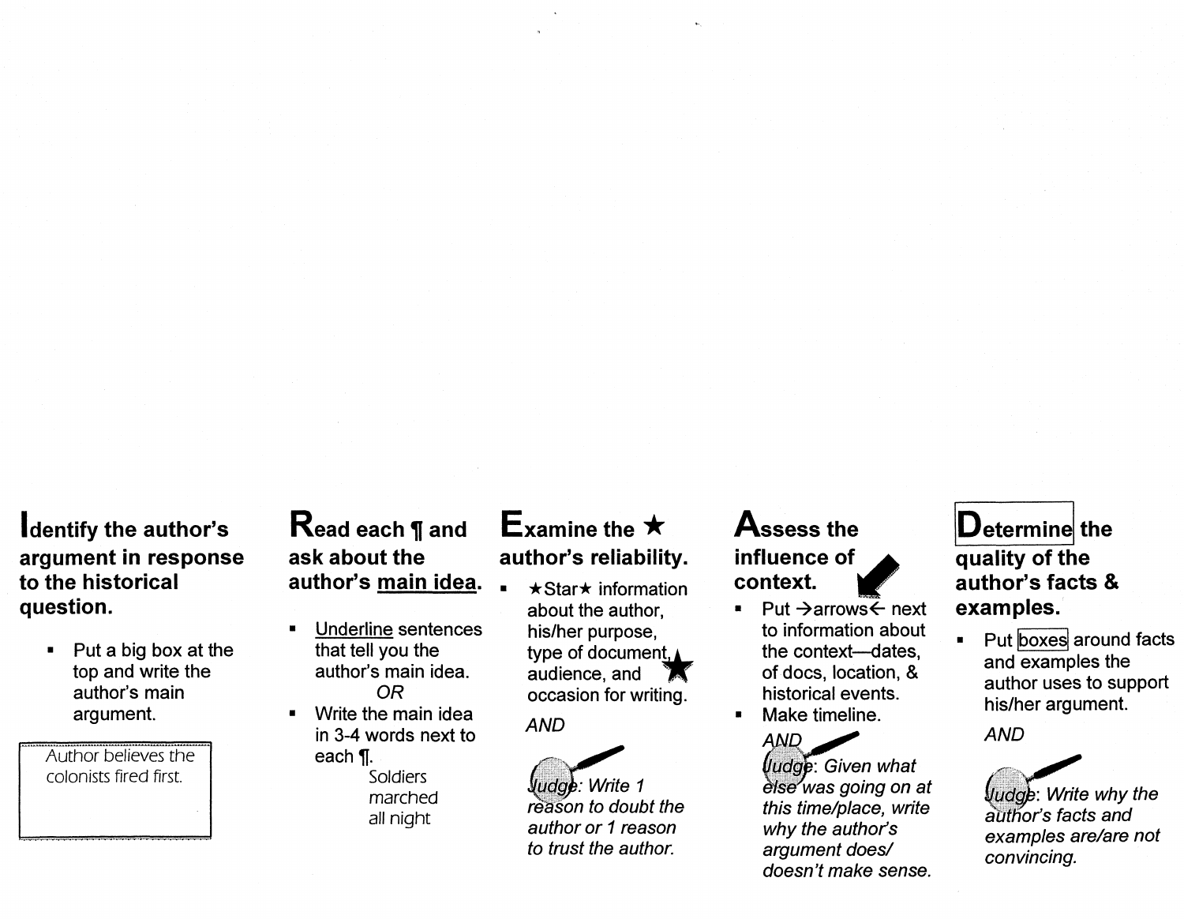## Identify the author's argument in response to the historical question.

- Put a big box at the top and write the author's main argument.

Author believes the colonists fired first.

## Read each ¶ and ask about the author's main idea.

- Underline sentences that tell you the author's main idea.

  *OR*

- Write the main idea in 3-4 words next to each ¶.

  Soldiers marched all night

## Examine the ★ author's reliability.

- ★Star★ information about the author, his/her purpose, type of document, audience, and occasion for writing.

*AND*

*Judge: Write 1 reason to doubt the author or 1 reason to trust the author.*

## Assess the influence of context.

- Put →arrows← next to information about the context—dates, of docs, location, & historical events.
- Make timeline.

*AND*

*Judge: Given what else was going on at this time/place, write why the author's argument does/ doesn't make sense.*

## Determine the quality of the author's facts & examples.

- Put boxes around facts and examples the author uses to support his/her argument.

*AND*

*Judge: Write why the author's facts and examples are/are not convincing.*